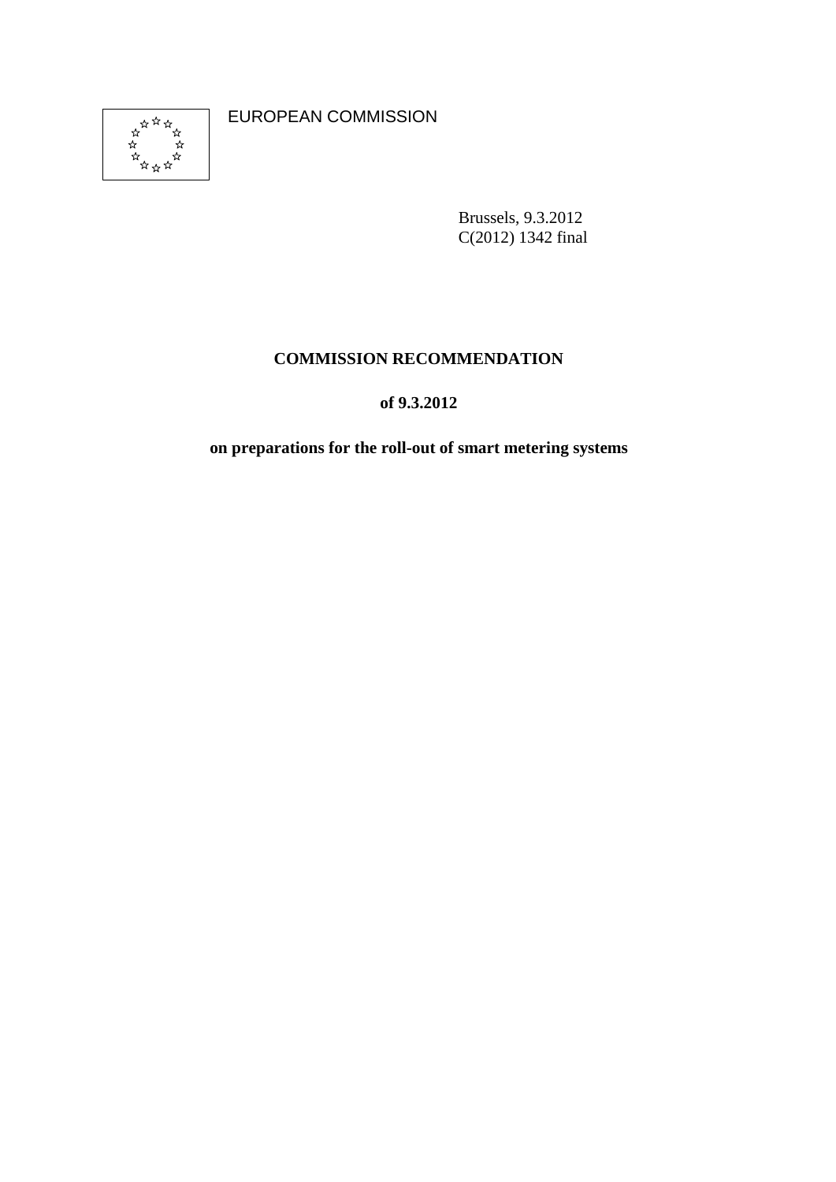EUROPEAN COMMISSION

Brussels, 9.3.2012
C(2012) 1342 final

# COMMISSION RECOMMENDATION

## of 9.3.2012

## on preparations for the roll-out of smart metering systems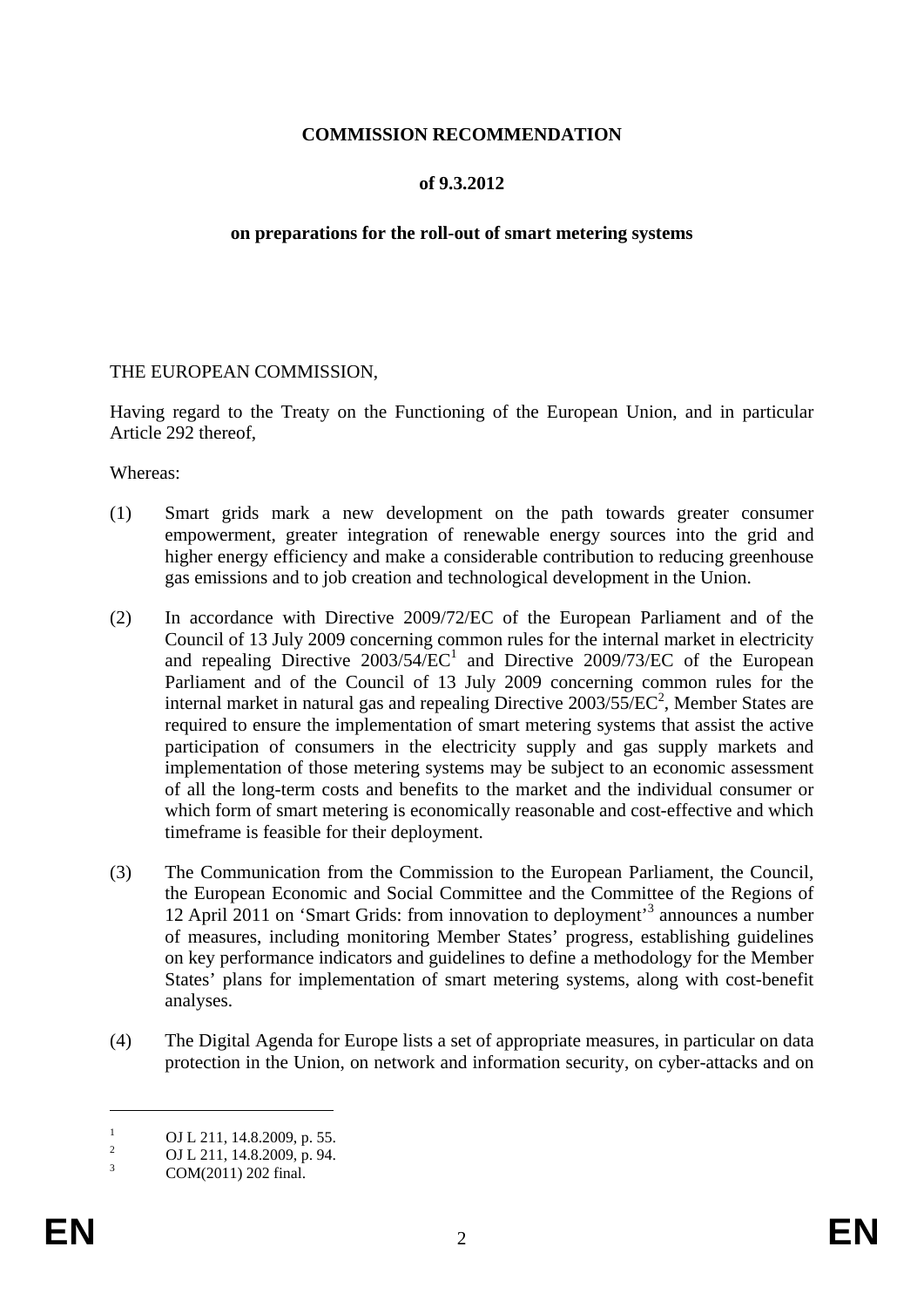**COMMISSION RECOMMENDATION**

**of 9.3.2012**

**on preparations for the roll-out of smart metering systems**

THE EUROPEAN COMMISSION,

Having regard to the Treaty on the Functioning of the European Union, and in particular Article 292 thereof,

Whereas:

(1) Smart grids mark a new development on the path towards greater consumer empowerment, greater integration of renewable energy sources into the grid and higher energy efficiency and make a considerable contribution to reducing greenhouse gas emissions and to job creation and technological development in the Union.

(2) In accordance with Directive 2009/72/EC of the European Parliament and of the Council of 13 July 2009 concerning common rules for the internal market in electricity and repealing Directive 2003/54/EC[1] and Directive 2009/73/EC of the European Parliament and of the Council of 13 July 2009 concerning common rules for the internal market in natural gas and repealing Directive 2003/55/EC[2], Member States are required to ensure the implementation of smart metering systems that assist the active participation of consumers in the electricity supply and gas supply markets and implementation of those metering systems may be subject to an economic assessment of all the long-term costs and benefits to the market and the individual consumer or which form of smart metering is economically reasonable and cost-effective and which timeframe is feasible for their deployment.

(3) The Communication from the Commission to the European Parliament, the Council, the European Economic and Social Committee and the Committee of the Regions of 12 April 2011 on 'Smart Grids: from innovation to deployment'[3] announces a number of measures, including monitoring Member States' progress, establishing guidelines on key performance indicators and guidelines to define a methodology for the Member States' plans for implementation of smart metering systems, along with cost-benefit analyses.

(4) The Digital Agenda for Europe lists a set of appropriate measures, in particular on data protection in the Union, on network and information security, on cyber-attacks and on

---

[1] OJ L 211, 14.8.2009, p. 55.

[2] OJ L 211, 14.8.2009, p. 94.

[3] COM(2011) 202 final.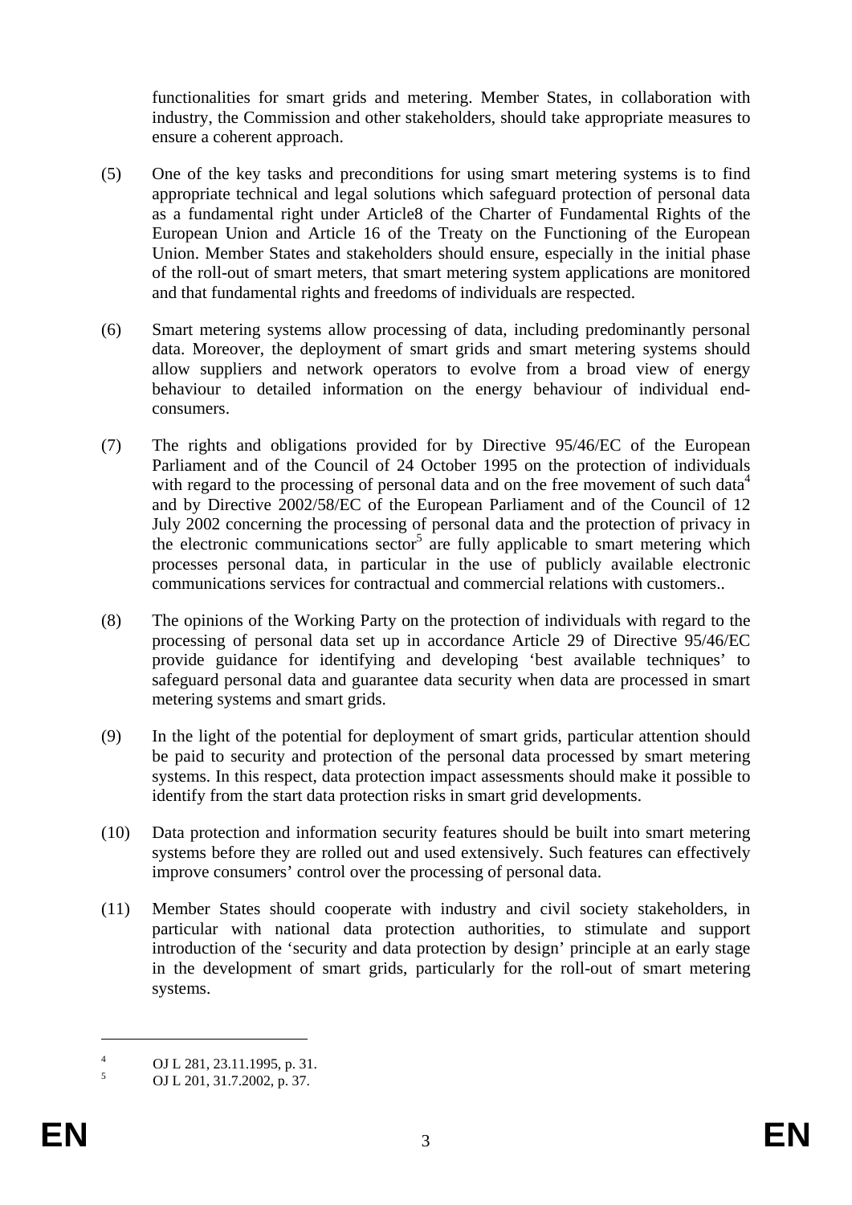functionalities for smart grids and metering. Member States, in collaboration with industry, the Commission and other stakeholders, should take appropriate measures to ensure a coherent approach.

(5) One of the key tasks and preconditions for using smart metering systems is to find appropriate technical and legal solutions which safeguard protection of personal data as a fundamental right under Article8 of the Charter of Fundamental Rights of the European Union and Article 16 of the Treaty on the Functioning of the European Union. Member States and stakeholders should ensure, especially in the initial phase of the roll-out of smart meters, that smart metering system applications are monitored and that fundamental rights and freedoms of individuals are respected.

(6) Smart metering systems allow processing of data, including predominantly personal data. Moreover, the deployment of smart grids and smart metering systems should allow suppliers and network operators to evolve from a broad view of energy behaviour to detailed information on the energy behaviour of individual end-consumers.

(7) The rights and obligations provided for by Directive 95/46/EC of the European Parliament and of the Council of 24 October 1995 on the protection of individuals with regard to the processing of personal data and on the free movement of such data[4] and by Directive 2002/58/EC of the European Parliament and of the Council of 12 July 2002 concerning the processing of personal data and the protection of privacy in the electronic communications sector[5] are fully applicable to smart metering which processes personal data, in particular in the use of publicly available electronic communications services for contractual and commercial relations with customers..

(8) The opinions of the Working Party on the protection of individuals with regard to the processing of personal data set up in accordance Article 29 of Directive 95/46/EC provide guidance for identifying and developing 'best available techniques' to safeguard personal data and guarantee data security when data are processed in smart metering systems and smart grids.

(9) In the light of the potential for deployment of smart grids, particular attention should be paid to security and protection of the personal data processed by smart metering systems. In this respect, data protection impact assessments should make it possible to identify from the start data protection risks in smart grid developments.

(10) Data protection and information security features should be built into smart metering systems before they are rolled out and used extensively. Such features can effectively improve consumers' control over the processing of personal data.

(11) Member States should cooperate with industry and civil society stakeholders, in particular with national data protection authorities, to stimulate and support introduction of the 'security and data protection by design' principle at an early stage in the development of smart grids, particularly for the roll-out of smart metering systems.

---

[4] OJ L 281, 23.11.1995, p. 31.

[5] OJ L 201, 31.7.2002, p. 37.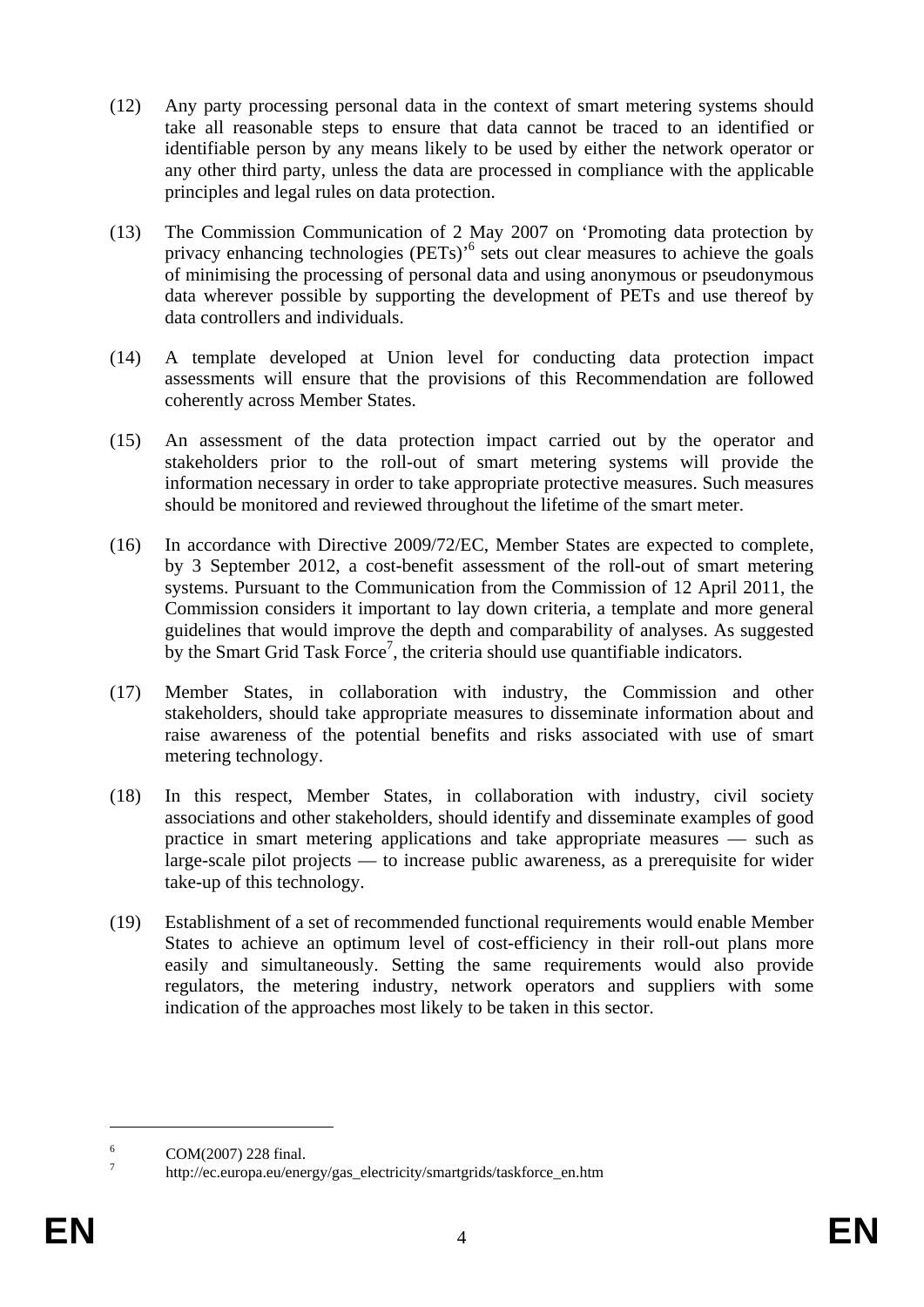(12) Any party processing personal data in the context of smart metering systems should take all reasonable steps to ensure that data cannot be traced to an identified or identifiable person by any means likely to be used by either the network operator or any other third party, unless the data are processed in compliance with the applicable principles and legal rules on data protection.

(13) The Commission Communication of 2 May 2007 on 'Promoting data protection by privacy enhancing technologies (PETs)'[6] sets out clear measures to achieve the goals of minimising the processing of personal data and using anonymous or pseudonymous data wherever possible by supporting the development of PETs and use thereof by data controllers and individuals.

(14) A template developed at Union level for conducting data protection impact assessments will ensure that the provisions of this Recommendation are followed coherently across Member States.

(15) An assessment of the data protection impact carried out by the operator and stakeholders prior to the roll-out of smart metering systems will provide the information necessary in order to take appropriate protective measures. Such measures should be monitored and reviewed throughout the lifetime of the smart meter.

(16) In accordance with Directive 2009/72/EC, Member States are expected to complete, by 3 September 2012, a cost-benefit assessment of the roll-out of smart metering systems. Pursuant to the Communication from the Commission of 12 April 2011, the Commission considers it important to lay down criteria, a template and more general guidelines that would improve the depth and comparability of analyses. As suggested by the Smart Grid Task Force[7], the criteria should use quantifiable indicators.

(17) Member States, in collaboration with industry, the Commission and other stakeholders, should take appropriate measures to disseminate information about and raise awareness of the potential benefits and risks associated with use of smart metering technology.

(18) In this respect, Member States, in collaboration with industry, civil society associations and other stakeholders, should identify and disseminate examples of good practice in smart metering applications and take appropriate measures — such as large-scale pilot projects — to increase public awareness, as a prerequisite for wider take-up of this technology.

(19) Establishment of a set of recommended functional requirements would enable Member States to achieve an optimum level of cost-efficiency in their roll-out plans more easily and simultaneously. Setting the same requirements would also provide regulators, the metering industry, network operators and suppliers with some indication of the approaches most likely to be taken in this sector.

---

[6] COM(2007) 228 final.

[7] http://ec.europa.eu/energy/gas_electricity/smartgrids/taskforce_en.htm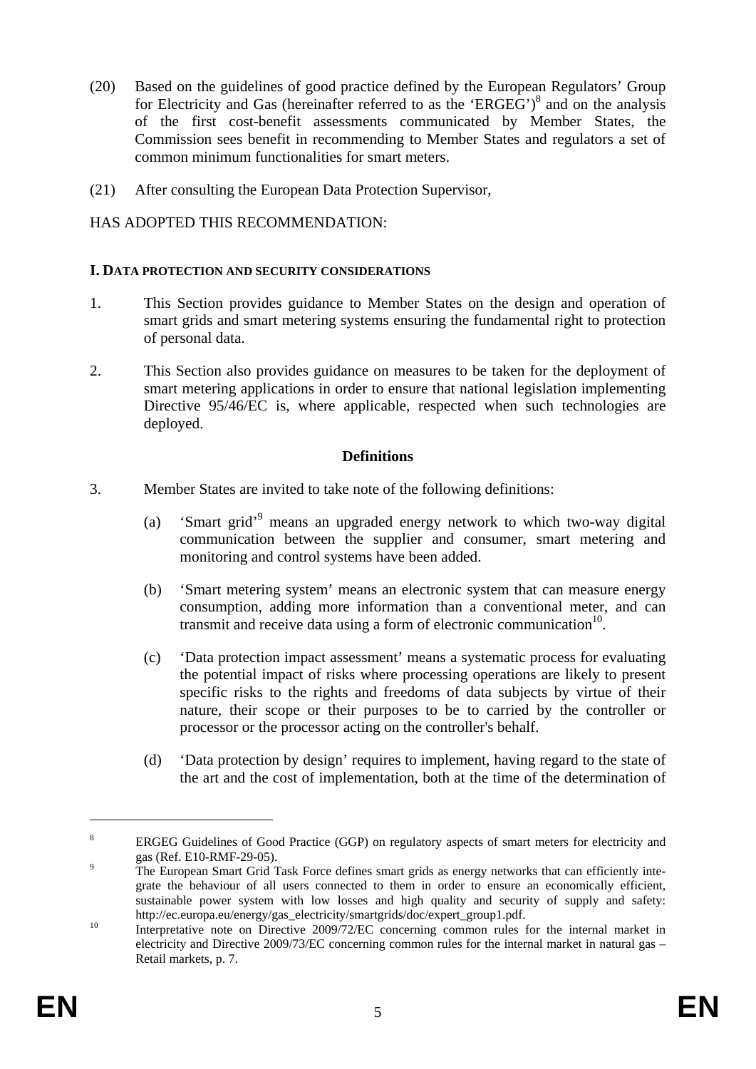(20) Based on the guidelines of good practice defined by the European Regulators' Group for Electricity and Gas (hereinafter referred to as the 'ERGEG')[8] and on the analysis of the first cost-benefit assessments communicated by Member States, the Commission sees benefit in recommending to Member States and regulators a set of common minimum functionalities for smart meters.

(21) After consulting the European Data Protection Supervisor,

HAS ADOPTED THIS RECOMMENDATION:

**I. DATA PROTECTION AND SECURITY CONSIDERATIONS**

1. This Section provides guidance to Member States on the design and operation of smart grids and smart metering systems ensuring the fundamental right to protection of personal data.

2. This Section also provides guidance on measures to be taken for the deployment of smart metering applications in order to ensure that national legislation implementing Directive 95/46/EC is, where applicable, respected when such technologies are deployed.

**Definitions**

3. Member States are invited to take note of the following definitions:

   (a) 'Smart grid'[9] means an upgraded energy network to which two-way digital communication between the supplier and consumer, smart metering and monitoring and control systems have been added.

   (b) 'Smart metering system' means an electronic system that can measure energy consumption, adding more information than a conventional meter, and can transmit and receive data using a form of electronic communication[10].

   (c) 'Data protection impact assessment' means a systematic process for evaluating the potential impact of risks where processing operations are likely to present specific risks to the rights and freedoms of data subjects by virtue of their nature, their scope or their purposes to be to carried by the controller or processor or the processor acting on the controller's behalf.

   (d) 'Data protection by design' requires to implement, having regard to the state of the art and the cost of implementation, both at the time of the determination of

---

[8] ERGEG Guidelines of Good Practice (GGP) on regulatory aspects of smart meters for electricity and gas (Ref. E10-RMF-29-05).

[9] The European Smart Grid Task Force defines smart grids as energy networks that can efficiently integrate the behaviour of all users connected to them in order to ensure an economically efficient, sustainable power system with low losses and high quality and security of supply and safety: http://ec.europa.eu/energy/gas_electricity/smartgrids/doc/expert_group1.pdf.

[10] Interpretative note on Directive 2009/72/EC concerning common rules for the internal market in electricity and Directive 2009/73/EC concerning common rules for the internal market in natural gas – Retail markets, p. 7.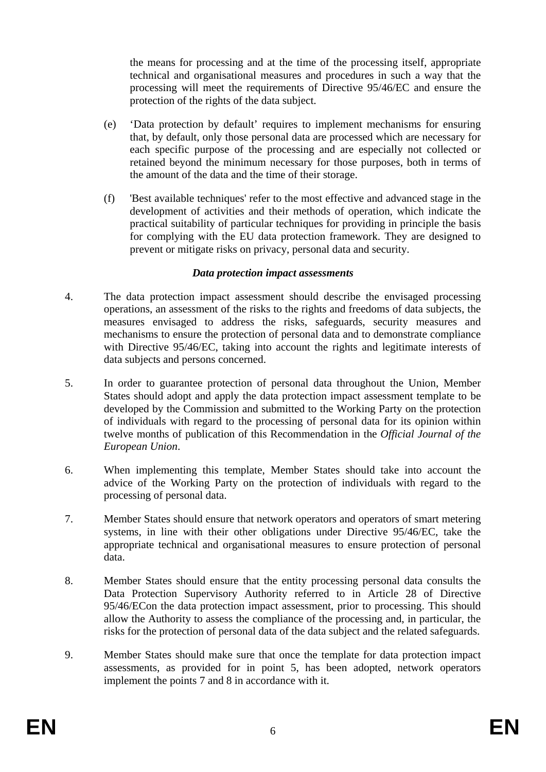the means for processing and at the time of the processing itself, appropriate technical and organisational measures and procedures in such a way that the processing will meet the requirements of Directive 95/46/EC and ensure the protection of the rights of the data subject.

(e) 'Data protection by default' requires to implement mechanisms for ensuring that, by default, only those personal data are processed which are necessary for each specific purpose of the processing and are especially not collected or retained beyond the minimum necessary for those purposes, both in terms of the amount of the data and the time of their storage.

(f) 'Best available techniques' refer to the most effective and advanced stage in the development of activities and their methods of operation, which indicate the practical suitability of particular techniques for providing in principle the basis for complying with the EU data protection framework. They are designed to prevent or mitigate risks on privacy, personal data and security.

***Data protection impact assessments***

4. The data protection impact assessment should describe the envisaged processing operations, an assessment of the risks to the rights and freedoms of data subjects, the measures envisaged to address the risks, safeguards, security measures and mechanisms to ensure the protection of personal data and to demonstrate compliance with Directive 95/46/EC, taking into account the rights and legitimate interests of data subjects and persons concerned.

5. In order to guarantee protection of personal data throughout the Union, Member States should adopt and apply the data protection impact assessment template to be developed by the Commission and submitted to the Working Party on the protection of individuals with regard to the processing of personal data for its opinion within twelve months of publication of this Recommendation in the *Official Journal of the European Union*.

6. When implementing this template, Member States should take into account the advice of the Working Party on the protection of individuals with regard to the processing of personal data.

7. Member States should ensure that network operators and operators of smart metering systems, in line with their other obligations under Directive 95/46/EC, take the appropriate technical and organisational measures to ensure protection of personal data.

8. Member States should ensure that the entity processing personal data consults the Data Protection Supervisory Authority referred to in Article 28 of Directive 95/46/ECon the data protection impact assessment, prior to processing. This should allow the Authority to assess the compliance of the processing and, in particular, the risks for the protection of personal data of the data subject and the related safeguards.

9. Member States should make sure that once the template for data protection impact assessments, as provided for in point 5, has been adopted, network operators implement the points 7 and 8 in accordance with it.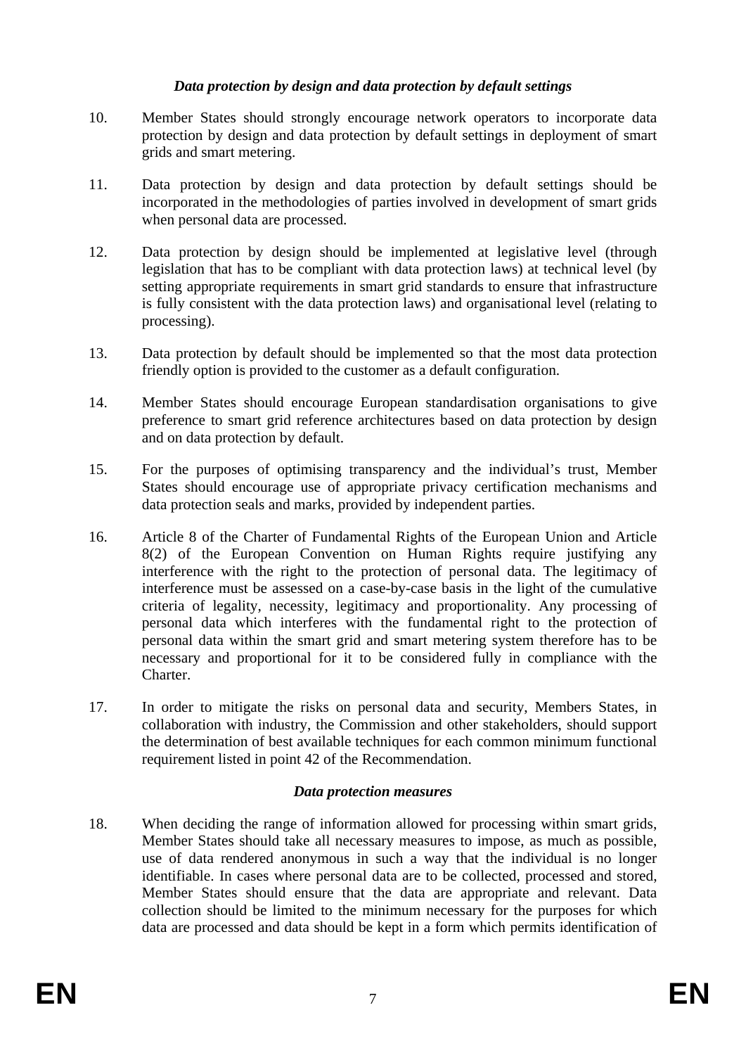*Data protection by design and data protection by default settings*

10. Member States should strongly encourage network operators to incorporate data protection by design and data protection by default settings in deployment of smart grids and smart metering.

11. Data protection by design and data protection by default settings should be incorporated in the methodologies of parties involved in development of smart grids when personal data are processed.

12. Data protection by design should be implemented at legislative level (through legislation that has to be compliant with data protection laws) at technical level (by setting appropriate requirements in smart grid standards to ensure that infrastructure is fully consistent with the data protection laws) and organisational level (relating to processing).

13. Data protection by default should be implemented so that the most data protection friendly option is provided to the customer as a default configuration.

14. Member States should encourage European standardisation organisations to give preference to smart grid reference architectures based on data protection by design and on data protection by default.

15. For the purposes of optimising transparency and the individual's trust, Member States should encourage use of appropriate privacy certification mechanisms and data protection seals and marks, provided by independent parties.

16. Article 8 of the Charter of Fundamental Rights of the European Union and Article 8(2) of the European Convention on Human Rights require justifying any interference with the right to the protection of personal data. The legitimacy of interference must be assessed on a case-by-case basis in the light of the cumulative criteria of legality, necessity, legitimacy and proportionality. Any processing of personal data which interferes with the fundamental right to the protection of personal data within the smart grid and smart metering system therefore has to be necessary and proportional for it to be considered fully in compliance with the Charter.

17. In order to mitigate the risks on personal data and security, Members States, in collaboration with industry, the Commission and other stakeholders, should support the determination of best available techniques for each common minimum functional requirement listed in point 42 of the Recommendation.

*Data protection measures*

18. When deciding the range of information allowed for processing within smart grids, Member States should take all necessary measures to impose, as much as possible, use of data rendered anonymous in such a way that the individual is no longer identifiable. In cases where personal data are to be collected, processed and stored, Member States should ensure that the data are appropriate and relevant. Data collection should be limited to the minimum necessary for the purposes for which data are processed and data should be kept in a form which permits identification of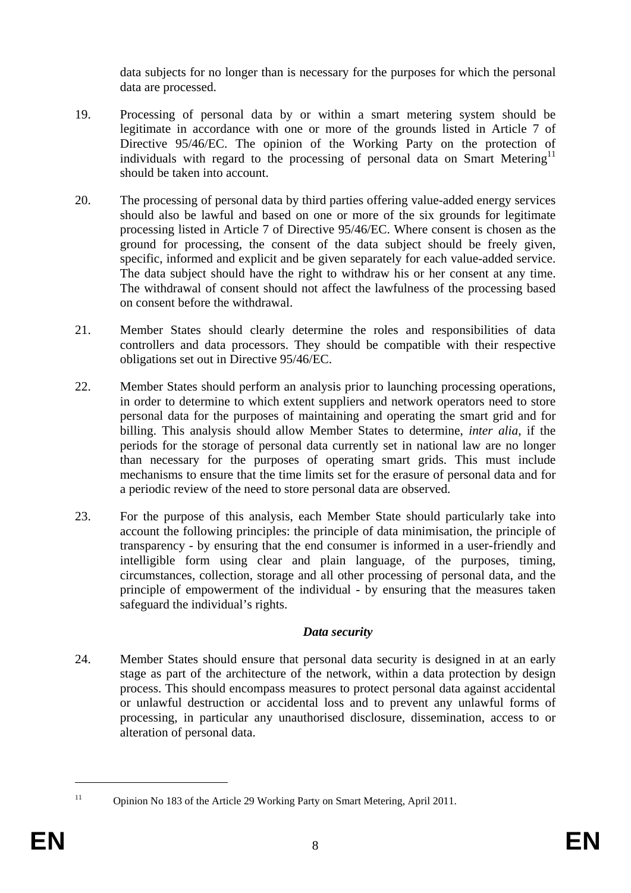data subjects for no longer than is necessary for the purposes for which the personal data are processed.

19. Processing of personal data by or within a smart metering system should be legitimate in accordance with one or more of the grounds listed in Article 7 of Directive 95/46/EC. The opinion of the Working Party on the protection of individuals with regard to the processing of personal data on Smart Metering[11] should be taken into account.

20. The processing of personal data by third parties offering value-added energy services should also be lawful and based on one or more of the six grounds for legitimate processing listed in Article 7 of Directive 95/46/EC. Where consent is chosen as the ground for processing, the consent of the data subject should be freely given, specific, informed and explicit and be given separately for each value-added service. The data subject should have the right to withdraw his or her consent at any time. The withdrawal of consent should not affect the lawfulness of the processing based on consent before the withdrawal.

21. Member States should clearly determine the roles and responsibilities of data controllers and data processors. They should be compatible with their respective obligations set out in Directive 95/46/EC.

22. Member States should perform an analysis prior to launching processing operations, in order to determine to which extent suppliers and network operators need to store personal data for the purposes of maintaining and operating the smart grid and for billing. This analysis should allow Member States to determine, *inter alia*, if the periods for the storage of personal data currently set in national law are no longer than necessary for the purposes of operating smart grids. This must include mechanisms to ensure that the time limits set for the erasure of personal data and for a periodic review of the need to store personal data are observed.

23. For the purpose of this analysis, each Member State should particularly take into account the following principles: the principle of data minimisation, the principle of transparency - by ensuring that the end consumer is informed in a user-friendly and intelligible form using clear and plain language, of the purposes, timing, circumstances, collection, storage and all other processing of personal data, and the principle of empowerment of the individual - by ensuring that the measures taken safeguard the individual's rights.

***Data security***

24. Member States should ensure that personal data security is designed in at an early stage as part of the architecture of the network, within a data protection by design process. This should encompass measures to protect personal data against accidental or unlawful destruction or accidental loss and to prevent any unlawful forms of processing, in particular any unauthorised disclosure, dissemination, access to or alteration of personal data.

---

[11] Opinion No 183 of the Article 29 Working Party on Smart Metering, April 2011.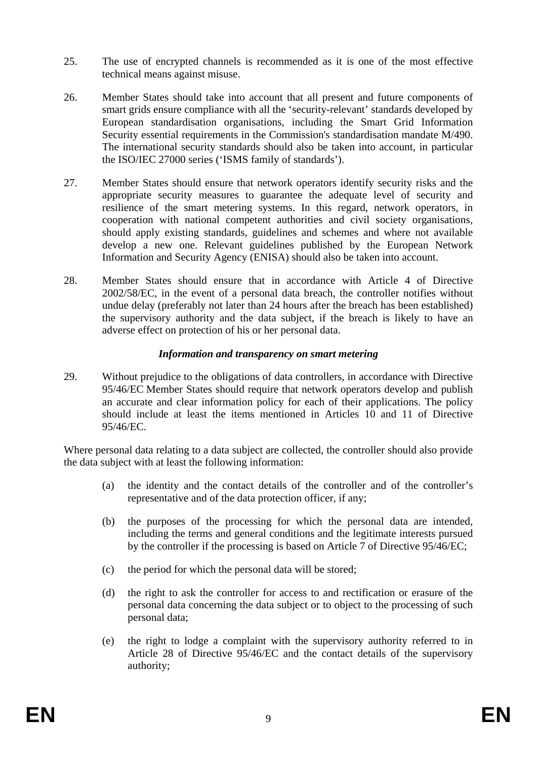25. The use of encrypted channels is recommended as it is one of the most effective technical means against misuse.

26. Member States should take into account that all present and future components of smart grids ensure compliance with all the 'security-relevant' standards developed by European standardisation organisations, including the Smart Grid Information Security essential requirements in the Commission's standardisation mandate M/490. The international security standards should also be taken into account, in particular the ISO/IEC 27000 series ('ISMS family of standards').

27. Member States should ensure that network operators identify security risks and the appropriate security measures to guarantee the adequate level of security and resilience of the smart metering systems. In this regard, network operators, in cooperation with national competent authorities and civil society organisations, should apply existing standards, guidelines and schemes and where not available develop a new one. Relevant guidelines published by the European Network Information and Security Agency (ENISA) should also be taken into account.

28. Member States should ensure that in accordance with Article 4 of Directive 2002/58/EC, in the event of a personal data breach, the controller notifies without undue delay (preferably not later than 24 hours after the breach has been established) the supervisory authority and the data subject, if the breach is likely to have an adverse effect on protection of his or her personal data.

### *Information and transparency on smart metering*

29. Without prejudice to the obligations of data controllers, in accordance with Directive 95/46/EC Member States should require that network operators develop and publish an accurate and clear information policy for each of their applications. The policy should include at least the items mentioned in Articles 10 and 11 of Directive 95/46/EC.

Where personal data relating to a data subject are collected, the controller should also provide the data subject with at least the following information:

(a) the identity and the contact details of the controller and of the controller's representative and of the data protection officer, if any;

(b) the purposes of the processing for which the personal data are intended, including the terms and general conditions and the legitimate interests pursued by the controller if the processing is based on Article 7 of Directive 95/46/EC;

(c) the period for which the personal data will be stored;

(d) the right to ask the controller for access to and rectification or erasure of the personal data concerning the data subject or to object to the processing of such personal data;

(e) the right to lodge a complaint with the supervisory authority referred to in Article 28 of Directive 95/46/EC and the contact details of the supervisory authority;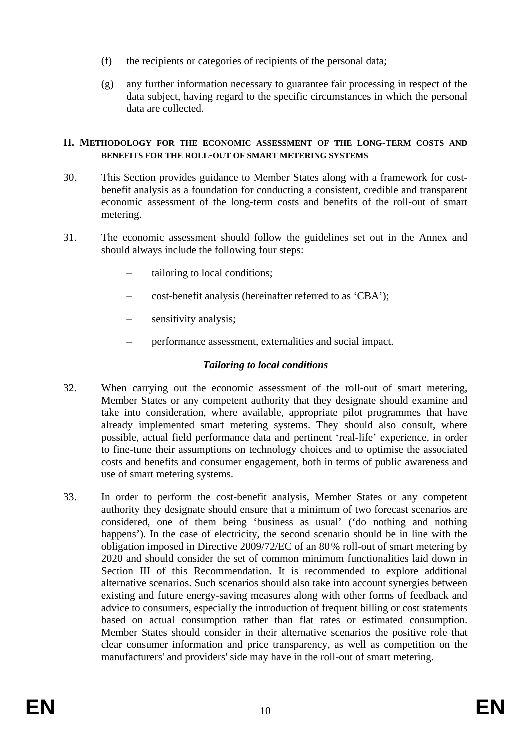(f) the recipients or categories of recipients of the personal data;

(g) any further information necessary to guarantee fair processing in respect of the data subject, having regard to the specific circumstances in which the personal data are collected.

## II. METHODOLOGY FOR THE ECONOMIC ASSESSMENT OF THE LONG-TERM COSTS AND BENEFITS FOR THE ROLL-OUT OF SMART METERING SYSTEMS

30. This Section provides guidance to Member States along with a framework for cost-benefit analysis as a foundation for conducting a consistent, credible and transparent economic assessment of the long-term costs and benefits of the roll-out of smart metering.

31. The economic assessment should follow the guidelines set out in the Annex and should always include the following four steps:

– tailoring to local conditions;

– cost-benefit analysis (hereinafter referred to as 'CBA');

– sensitivity analysis;

– performance assessment, externalities and social impact.

### *Tailoring to local conditions*

32. When carrying out the economic assessment of the roll-out of smart metering, Member States or any competent authority that they designate should examine and take into consideration, where available, appropriate pilot programmes that have already implemented smart metering systems. They should also consult, where possible, actual field performance data and pertinent 'real-life' experience, in order to fine-tune their assumptions on technology choices and to optimise the associated costs and benefits and consumer engagement, both in terms of public awareness and use of smart metering systems.

33. In order to perform the cost-benefit analysis, Member States or any competent authority they designate should ensure that a minimum of two forecast scenarios are considered, one of them being 'business as usual' ('do nothing and nothing happens'). In the case of electricity, the second scenario should be in line with the obligation imposed in Directive 2009/72/EC of an 80 % roll-out of smart metering by 2020 and should consider the set of common minimum functionalities laid down in Section III of this Recommendation. It is recommended to explore additional alternative scenarios. Such scenarios should also take into account synergies between existing and future energy-saving measures along with other forms of feedback and advice to consumers, especially the introduction of frequent billing or cost statements based on actual consumption rather than flat rates or estimated consumption. Member States should consider in their alternative scenarios the positive role that clear consumer information and price transparency, as well as competition on the manufacturers' and providers' side may have in the roll-out of smart metering.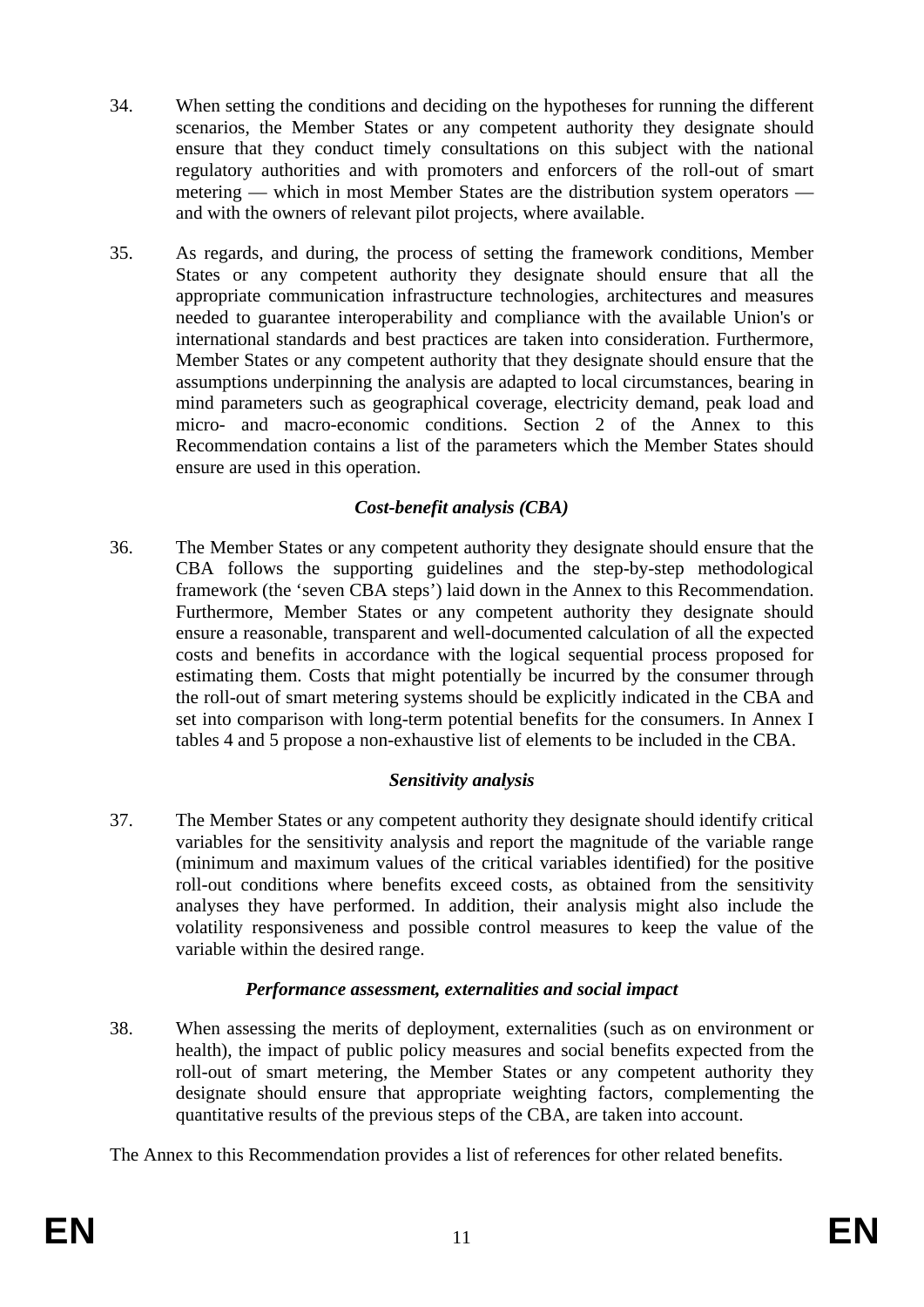34. When setting the conditions and deciding on the hypotheses for running the different scenarios, the Member States or any competent authority they designate should ensure that they conduct timely consultations on this subject with the national regulatory authorities and with promoters and enforcers of the roll-out of smart metering — which in most Member States are the distribution system operators — and with the owners of relevant pilot projects, where available.

35. As regards, and during, the process of setting the framework conditions, Member States or any competent authority they designate should ensure that all the appropriate communication infrastructure technologies, architectures and measures needed to guarantee interoperability and compliance with the available Union's or international standards and best practices are taken into consideration. Furthermore, Member States or any competent authority that they designate should ensure that the assumptions underpinning the analysis are adapted to local circumstances, bearing in mind parameters such as geographical coverage, electricity demand, peak load and micro- and macro-economic conditions. Section 2 of the Annex to this Recommendation contains a list of the parameters which the Member States should ensure are used in this operation.

*Cost-benefit analysis (CBA)*

36. The Member States or any competent authority they designate should ensure that the CBA follows the supporting guidelines and the step-by-step methodological framework (the 'seven CBA steps') laid down in the Annex to this Recommendation. Furthermore, Member States or any competent authority they designate should ensure a reasonable, transparent and well-documented calculation of all the expected costs and benefits in accordance with the logical sequential process proposed for estimating them. Costs that might potentially be incurred by the consumer through the roll-out of smart metering systems should be explicitly indicated in the CBA and set into comparison with long-term potential benefits for the consumers. In Annex I tables 4 and 5 propose a non-exhaustive list of elements to be included in the CBA.

*Sensitivity analysis*

37. The Member States or any competent authority they designate should identify critical variables for the sensitivity analysis and report the magnitude of the variable range (minimum and maximum values of the critical variables identified) for the positive roll-out conditions where benefits exceed costs, as obtained from the sensitivity analyses they have performed. In addition, their analysis might also include the volatility responsiveness and possible control measures to keep the value of the variable within the desired range.

*Performance assessment, externalities and social impact*

38. When assessing the merits of deployment, externalities (such as on environment or health), the impact of public policy measures and social benefits expected from the roll-out of smart metering, the Member States or any competent authority they designate should ensure that appropriate weighting factors, complementing the quantitative results of the previous steps of the CBA, are taken into account.

The Annex to this Recommendation provides a list of references for other related benefits.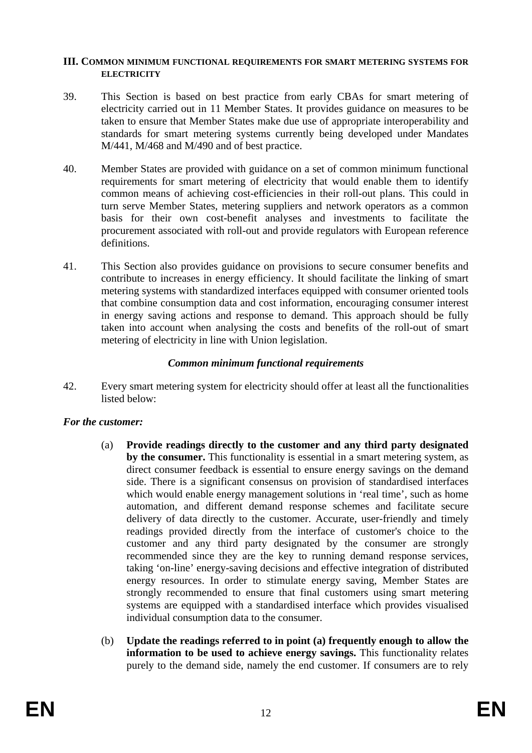## III. Common minimum functional requirements for smart metering systems for electricity

39. This Section is based on best practice from early CBAs for smart metering of electricity carried out in 11 Member States. It provides guidance on measures to be taken to ensure that Member States make due use of appropriate interoperability and standards for smart metering systems currently being developed under Mandates M/441, M/468 and M/490 and of best practice.

40. Member States are provided with guidance on a set of common minimum functional requirements for smart metering of electricity that would enable them to identify common means of achieving cost-efficiencies in their roll-out plans. This could in turn serve Member States, metering suppliers and network operators as a common basis for their own cost-benefit analyses and investments to facilitate the procurement associated with roll-out and provide regulators with European reference definitions.

41. This Section also provides guidance on provisions to secure consumer benefits and contribute to increases in energy efficiency. It should facilitate the linking of smart metering systems with standardized interfaces equipped with consumer oriented tools that combine consumption data and cost information, encouraging consumer interest in energy saving actions and response to demand. This approach should be fully taken into account when analysing the costs and benefits of the roll-out of smart metering of electricity in line with Union legislation.

### *Common minimum functional requirements*

42. Every smart metering system for electricity should offer at least all the functionalities listed below:

***For the customer:***

(a) **Provide readings directly to the customer and any third party designated by the consumer.** This functionality is essential in a smart metering system, as direct consumer feedback is essential to ensure energy savings on the demand side. There is a significant consensus on provision of standardised interfaces which would enable energy management solutions in 'real time', such as home automation, and different demand response schemes and facilitate secure delivery of data directly to the customer. Accurate, user-friendly and timely readings provided directly from the interface of customer's choice to the customer and any third party designated by the consumer are strongly recommended since they are the key to running demand response services, taking 'on-line' energy-saving decisions and effective integration of distributed energy resources. In order to stimulate energy saving, Member States are strongly recommended to ensure that final customers using smart metering systems are equipped with a standardised interface which provides visualised individual consumption data to the consumer.

(b) **Update the readings referred to in point (a) frequently enough to allow the information to be used to achieve energy savings.** This functionality relates purely to the demand side, namely the end customer. If consumers are to rely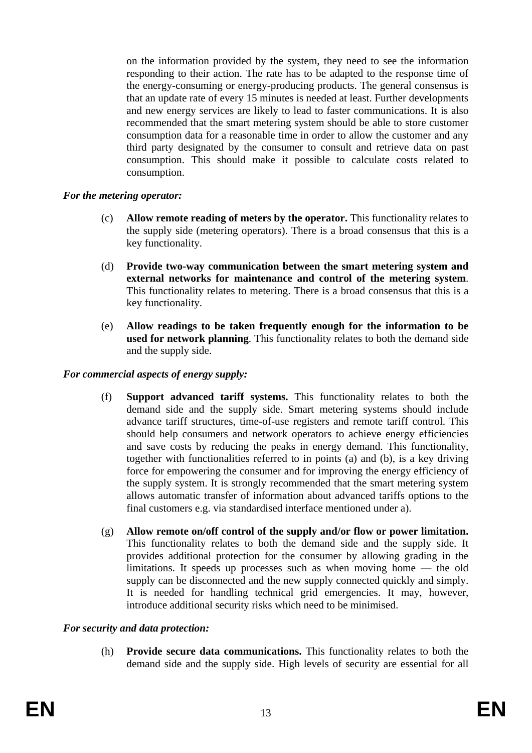on the information provided by the system, they need to see the information responding to their action. The rate has to be adapted to the response time of the energy-consuming or energy-producing products. The general consensus is that an update rate of every 15 minutes is needed at least. Further developments and new energy services are likely to lead to faster communications. It is also recommended that the smart metering system should be able to store customer consumption data for a reasonable time in order to allow the customer and any third party designated by the consumer to consult and retrieve data on past consumption. This should make it possible to calculate costs related to consumption.

***For the metering operator:***

(c) **Allow remote reading of meters by the operator.** This functionality relates to the supply side (metering operators). There is a broad consensus that this is a key functionality.

(d) **Provide two-way communication between the smart metering system and external networks for maintenance and control of the metering system**. This functionality relates to metering. There is a broad consensus that this is a key functionality.

(e) **Allow readings to be taken frequently enough for the information to be used for network planning**. This functionality relates to both the demand side and the supply side.

***For commercial aspects of energy supply:***

(f) **Support advanced tariff systems.** This functionality relates to both the demand side and the supply side. Smart metering systems should include advance tariff structures, time-of-use registers and remote tariff control. This should help consumers and network operators to achieve energy efficiencies and save costs by reducing the peaks in energy demand. This functionality, together with functionalities referred to in points (a) and (b), is a key driving force for empowering the consumer and for improving the energy efficiency of the supply system. It is strongly recommended that the smart metering system allows automatic transfer of information about advanced tariffs options to the final customers e.g. via standardised interface mentioned under a).

(g) **Allow remote on/off control of the supply and/or flow or power limitation.** This functionality relates to both the demand side and the supply side. It provides additional protection for the consumer by allowing grading in the limitations. It speeds up processes such as when moving home — the old supply can be disconnected and the new supply connected quickly and simply. It is needed for handling technical grid emergencies. It may, however, introduce additional security risks which need to be minimised.

***For security and data protection:***

(h) **Provide secure data communications.** This functionality relates to both the demand side and the supply side. High levels of security are essential for all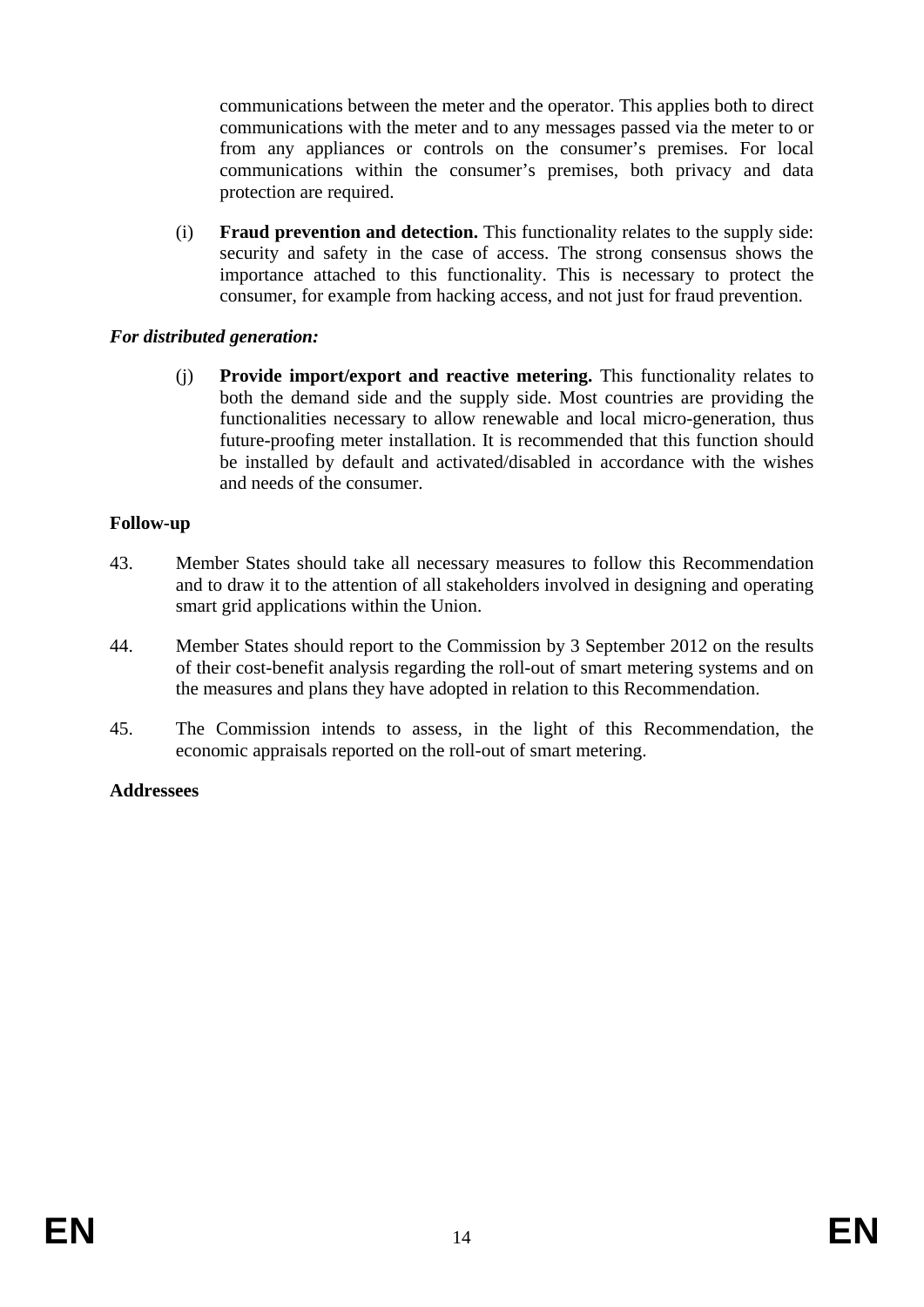communications between the meter and the operator. This applies both to direct communications with the meter and to any messages passed via the meter to or from any appliances or controls on the consumer's premises. For local communications within the consumer's premises, both privacy and data protection are required.

(i) **Fraud prevention and detection.** This functionality relates to the supply side: security and safety in the case of access. The strong consensus shows the importance attached to this functionality. This is necessary to protect the consumer, for example from hacking access, and not just for fraud prevention.

***For distributed generation:***

(j) **Provide import/export and reactive metering.** This functionality relates to both the demand side and the supply side. Most countries are providing the functionalities necessary to allow renewable and local micro-generation, thus future-proofing meter installation. It is recommended that this function should be installed by default and activated/disabled in accordance with the wishes and needs of the consumer.

**Follow-up**

43. Member States should take all necessary measures to follow this Recommendation and to draw it to the attention of all stakeholders involved in designing and operating smart grid applications within the Union.

44. Member States should report to the Commission by 3 September 2012 on the results of their cost-benefit analysis regarding the roll-out of smart metering systems and on the measures and plans they have adopted in relation to this Recommendation.

45. The Commission intends to assess, in the light of this Recommendation, the economic appraisals reported on the roll-out of smart metering.

**Addressees**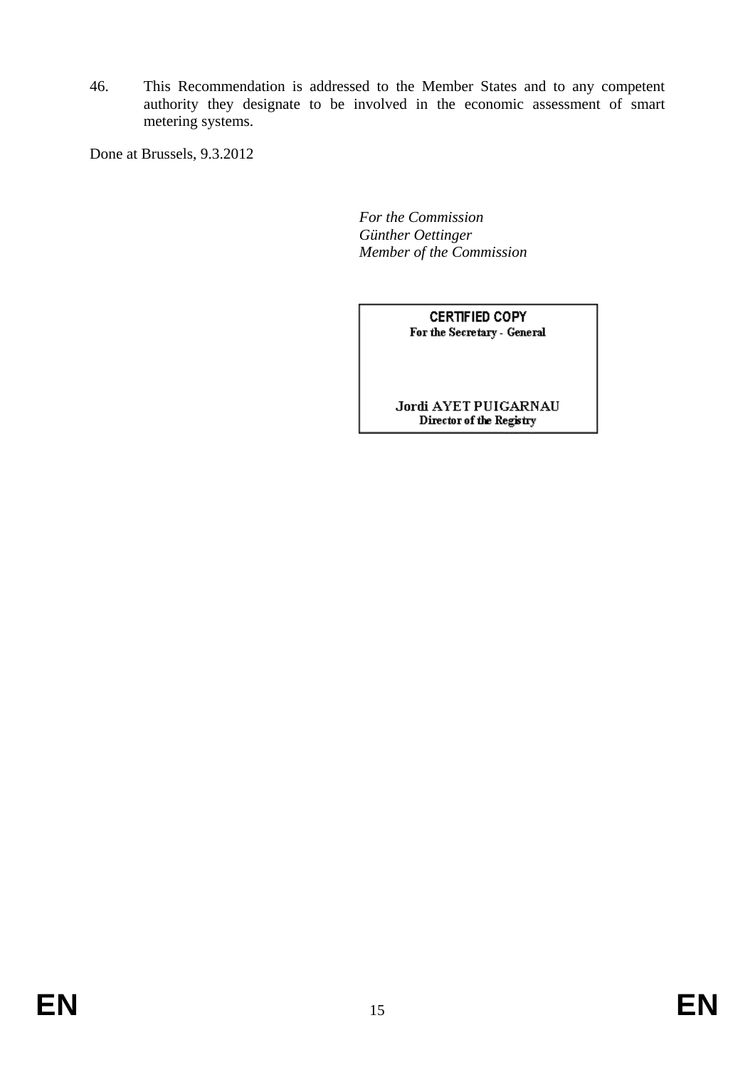46. This Recommendation is addressed to the Member States and to any competent authority they designate to be involved in the economic assessment of smart metering systems.

Done at Brussels, 9.3.2012

*For the Commission*
*Günther Oettinger*
*Member of the Commission*

**CERTIFIED COPY**
**For the Secretary - General**

**Jordi AYET PUIGARNAU**
**Director of the Registry**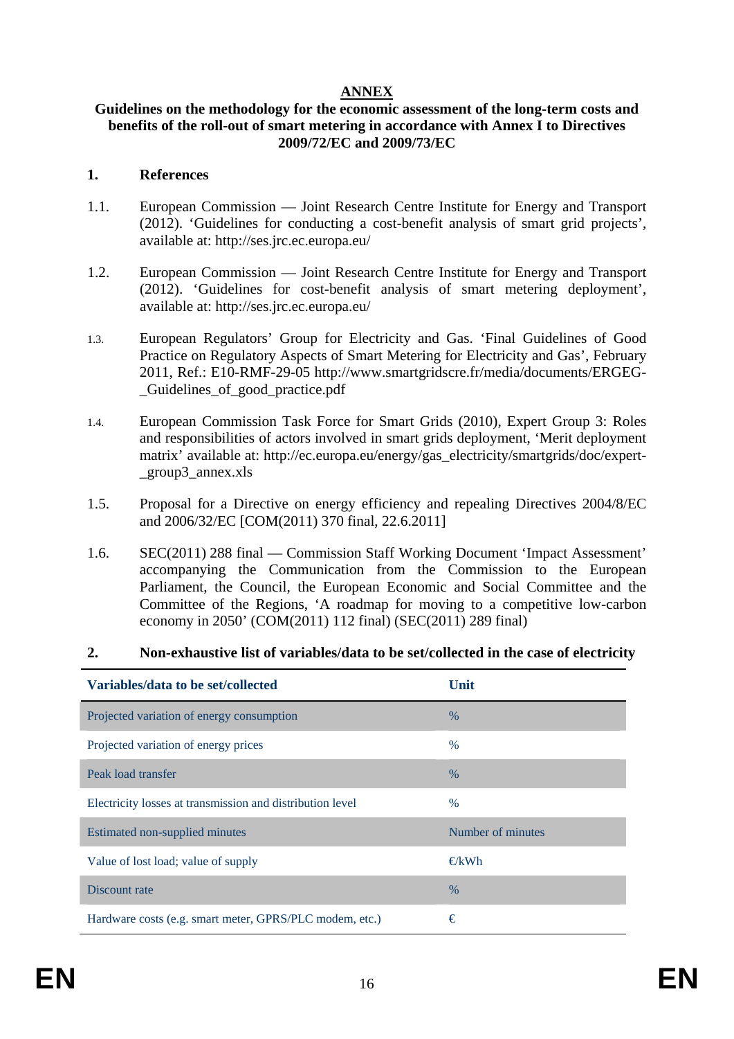# ANNEX

**Guidelines on the methodology for the economic assessment of the long-term costs and benefits of the roll-out of smart metering in accordance with Annex I to Directives 2009/72/EC and 2009/73/EC**

## 1. References

1.1. European Commission — Joint Research Centre Institute for Energy and Transport (2012). 'Guidelines for conducting a cost-benefit analysis of smart grid projects', available at: http://ses.jrc.ec.europa.eu/

1.2. European Commission — Joint Research Centre Institute for Energy and Transport (2012). 'Guidelines for cost-benefit analysis of smart metering deployment', available at: http://ses.jrc.ec.europa.eu/

1.3. European Regulators' Group for Electricity and Gas. 'Final Guidelines of Good Practice on Regulatory Aspects of Smart Metering for Electricity and Gas', February 2011, Ref.: E10-RMF-29-05 http://www.smartgridscre.fr/media/documents/ERGEG-_Guidelines_of_good_practice.pdf

1.4. European Commission Task Force for Smart Grids (2010), Expert Group 3: Roles and responsibilities of actors involved in smart grids deployment, 'Merit deployment matrix' available at: http://ec.europa.eu/energy/gas_electricity/smartgrids/doc/expert-_group3_annex.xls

1.5. Proposal for a Directive on energy efficiency and repealing Directives 2004/8/EC and 2006/32/EC [COM(2011) 370 final, 22.6.2011]

1.6. SEC(2011) 288 final — Commission Staff Working Document 'Impact Assessment' accompanying the Communication from the Commission to the European Parliament, the Council, the European Economic and Social Committee and the Committee of the Regions, 'A roadmap for moving to a competitive low-carbon economy in 2050' (COM(2011) 112 final) (SEC(2011) 289 final)

## 2. Non-exhaustive list of variables/data to be set/collected in the case of electricity

| Variables/data to be set/collected | Unit |
|---|---|
| Projected variation of energy consumption | % |
| Projected variation of energy prices | % |
| Peak load transfer | % |
| Electricity losses at transmission and distribution level | % |
| Estimated non-supplied minutes | Number of minutes |
| Value of lost load; value of supply | €/kWh |
| Discount rate | % |
| Hardware costs (e.g. smart meter, GPRS/PLC modem, etc.) | € |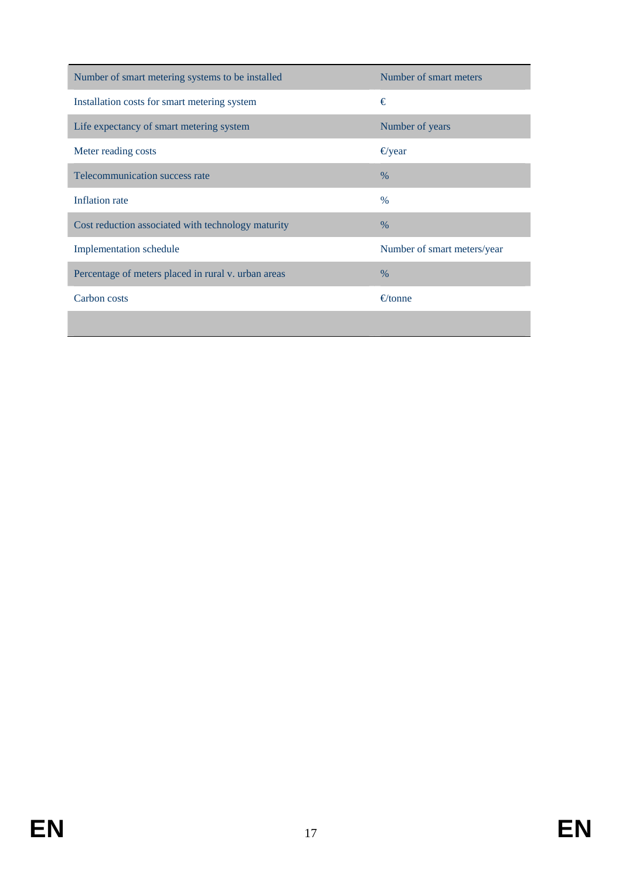| Number of smart metering systems to be installed | Number of smart meters |
|---|---|
| Installation costs for smart metering system | € |
| Life expectancy of smart metering system | Number of years |
| Meter reading costs | €/year |
| Telecommunication success rate | % |
| Inflation rate | % |
| Cost reduction associated with technology maturity | % |
| Implementation schedule | Number of smart meters/year |
| Percentage of meters placed in rural v. urban areas | % |
| Carbon costs | €/tonne |
| | |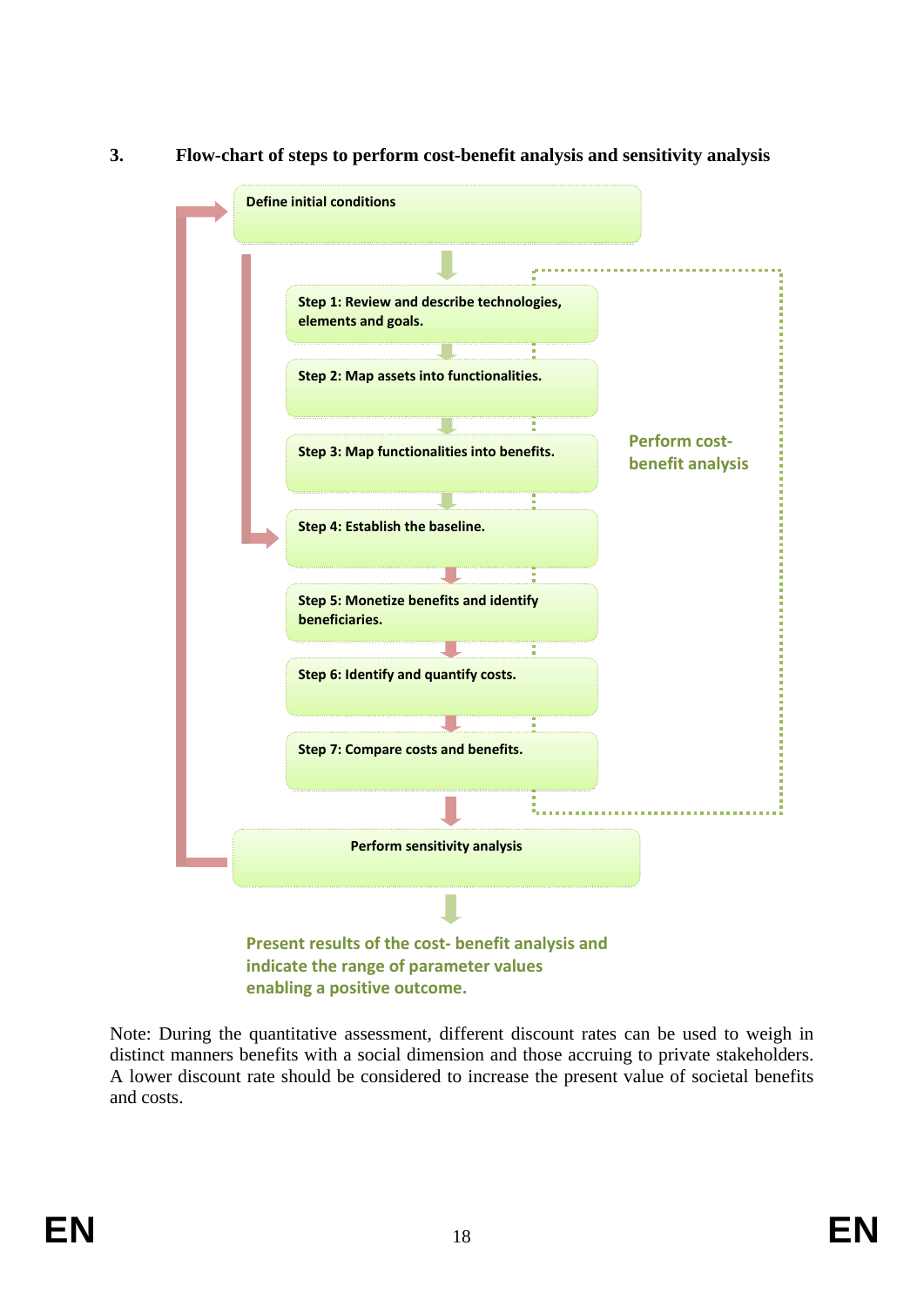### 3. Flow-chart of steps to perform cost-benefit analysis and sensitivity analysis

Define initial conditions

Step 1: Review and describe technologies, elements and goals.

Step 2: Map assets into functionalities.

Step 3: Map functionalities into benefits.

Step 4: Establish the baseline.

Step 5: Monetize benefits and identify beneficiaries.

Step 6: Identify and quantify costs.

Step 7: Compare costs and benefits.

Perform cost-benefit analysis

Perform sensitivity analysis

Present results of the cost- benefit analysis and indicate the range of parameter values enabling a positive outcome.

Note: During the quantitative assessment, different discount rates can be used to weigh in distinct manners benefits with a social dimension and those accruing to private stakeholders. A lower discount rate should be considered to increase the present value of societal benefits and costs.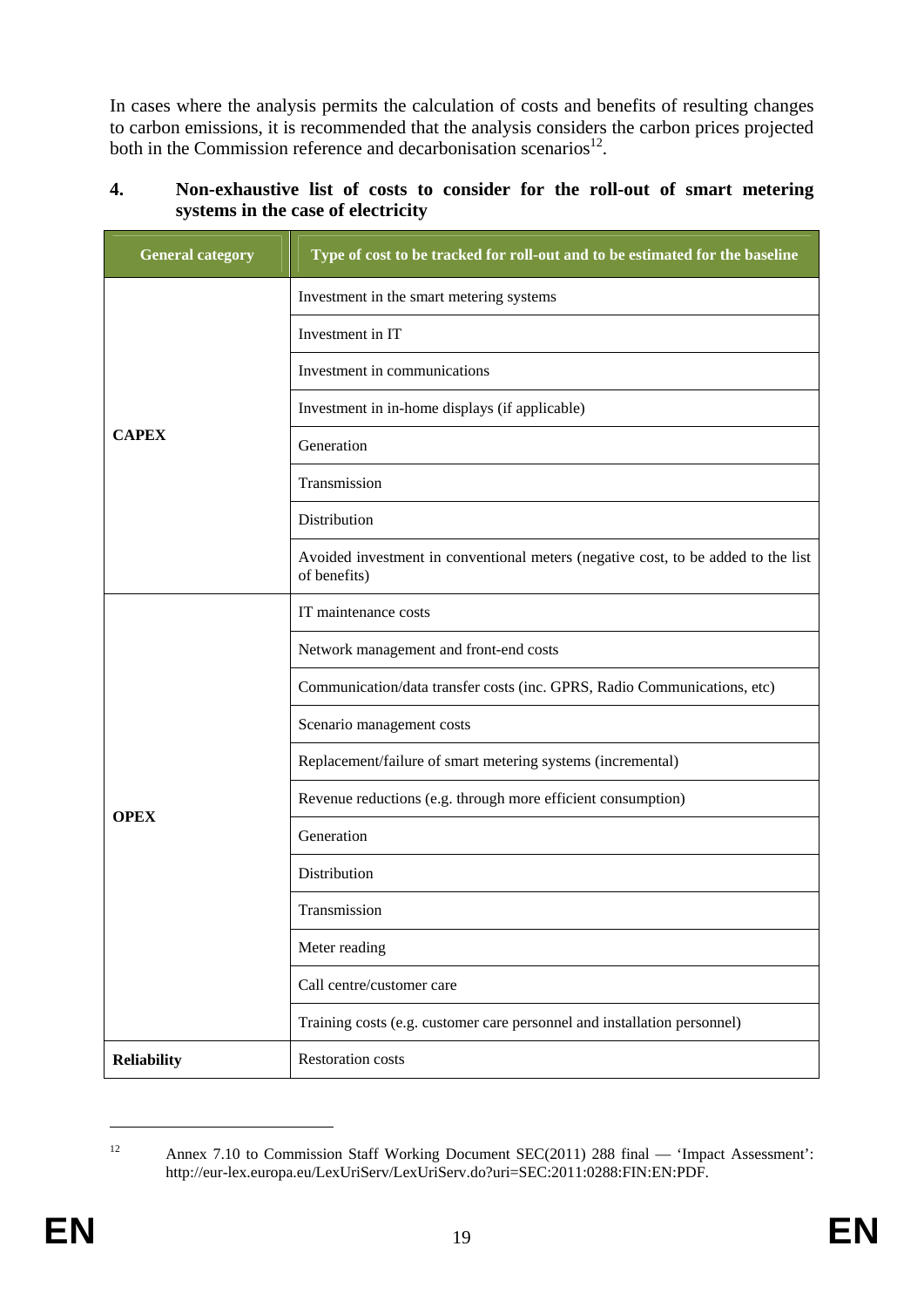In cases where the analysis permits the calculation of costs and benefits of resulting changes to carbon emissions, it is recommended that the analysis considers the carbon prices projected both in the Commission reference and decarbonisation scenarios[12].

## 4. Non-exhaustive list of costs to consider for the roll-out of smart metering systems in the case of electricity

| General category | Type of cost to be tracked for roll-out and to be estimated for the baseline |
|---|---|
| **CAPEX** | Investment in the smart metering systems |
| | Investment in IT |
| | Investment in communications |
| | Investment in in-home displays (if applicable) |
| | Generation |
| | Transmission |
| | Distribution |
| | Avoided investment in conventional meters (negative cost, to be added to the list of benefits) |
| **OPEX** | IT maintenance costs |
| | Network management and front-end costs |
| | Communication/data transfer costs (inc. GPRS, Radio Communications, etc) |
| | Scenario management costs |
| | Replacement/failure of smart metering systems (incremental) |
| | Revenue reductions (e.g. through more efficient consumption) |
| | Generation |
| | Distribution |
| | Transmission |
| | Meter reading |
| | Call centre/customer care |
| | Training costs (e.g. customer care personnel and installation personnel) |
| **Reliability** | Restoration costs |

[12] Annex 7.10 to Commission Staff Working Document SEC(2011) 288 final — 'Impact Assessment': http://eur-lex.europa.eu/LexUriServ/LexUriServ.do?uri=SEC:2011:0288:FIN:EN:PDF.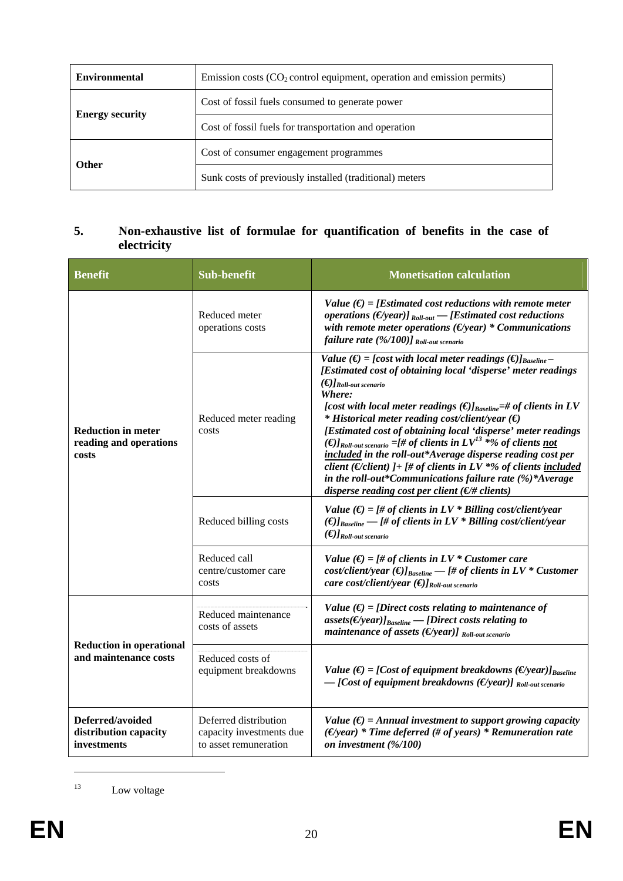| | |
|---|---|
| **Environmental** | Emission costs ($CO_2$ control equipment, operation and emission permits) |
| **Energy security** | Cost of fossil fuels consumed to generate power |
| | Cost of fossil fuels for transportation and operation |
| **Other** | Cost of consumer engagement programmes |
| | Sunk costs of previously installed (traditional) meters |

## 5. Non-exhaustive list of formulae for quantification of benefits in the case of electricity

| Benefit | Sub-benefit | Monetisation calculation |
|---|---|---|
| **Reduction in meter reading and operations costs** | Reduced meter operations costs | ***Value (€) = [Estimated cost reductions with remote meter operations (€/year)]*** $_{\textit{Roll-out}}$ ***— [Estimated cost reductions with remote meter operations (€/year) * Communications failure rate (%/100)]*** $_{\textit{Roll-out scenario}}$ |
| | Reduced meter reading costs | ***Value (€) = [cost with local meter readings (€)]*** $_{\textit{Baseline}}$ ***– [Estimated cost of obtaining local 'disperse' meter readings (€)]*** $_{\textit{Roll-out scenario}}$ ***Where: [cost with local meter readings (€)]*** $_{\textit{Baseline}}$ ***=# of clients in LV * Historical meter reading cost/client/year (€) [Estimated cost of obtaining local 'disperse' meter readings (€)]*** $_{\textit{Roll-out scenario}}$ ***=[# of clients in LV[13] *% of clients not included in the roll-out*Average disperse reading cost per client (€/client) ]+ [# of clients in LV *% of clients included in the roll-out*Communications failure rate (%)*Average disperse reading cost per client (€/# clients)*** |
| | Reduced billing costs | ***Value (€) = [# of clients in LV * Billing cost/client/year (€)]*** $_{\textit{Baseline}}$ ***— [# of clients in LV * Billing cost/client/year (€)]*** $_{\textit{Roll-out scenario}}$ |
| | Reduced call centre/customer care costs | ***Value (€) = [# of clients in LV * Customer care cost/client/year (€)]*** $_{\textit{Baseline}}$ ***— [# of clients in LV * Customer care cost/client/year (€)]*** $_{\textit{Roll-out scenario}}$ |
| **Reduction in operational and maintenance costs** | Reduced maintenance costs of assets | ***Value (€) = [Direct costs relating to maintenance of assets(€/year)]*** $_{\textit{Baseline}}$ ***— [Direct costs relating to maintenance of assets (€/year)]*** $_{\textit{Roll-out scenario}}$ |
| | Reduced costs of equipment breakdowns | ***Value (€) = [Cost of equipment breakdowns (€/year)]*** $_{\textit{Baseline}}$ ***— [Cost of equipment breakdowns (€/year)]*** $_{\textit{Roll-out scenario}}$ |
| **Deferred/avoided distribution capacity investments** | Deferred distribution capacity investments due to asset remuneration | ***Value (€) = Annual investment to support growing capacity (€/year) * Time deferred (# of years) * Remuneration rate on investment (%/100)*** |

[13] Low voltage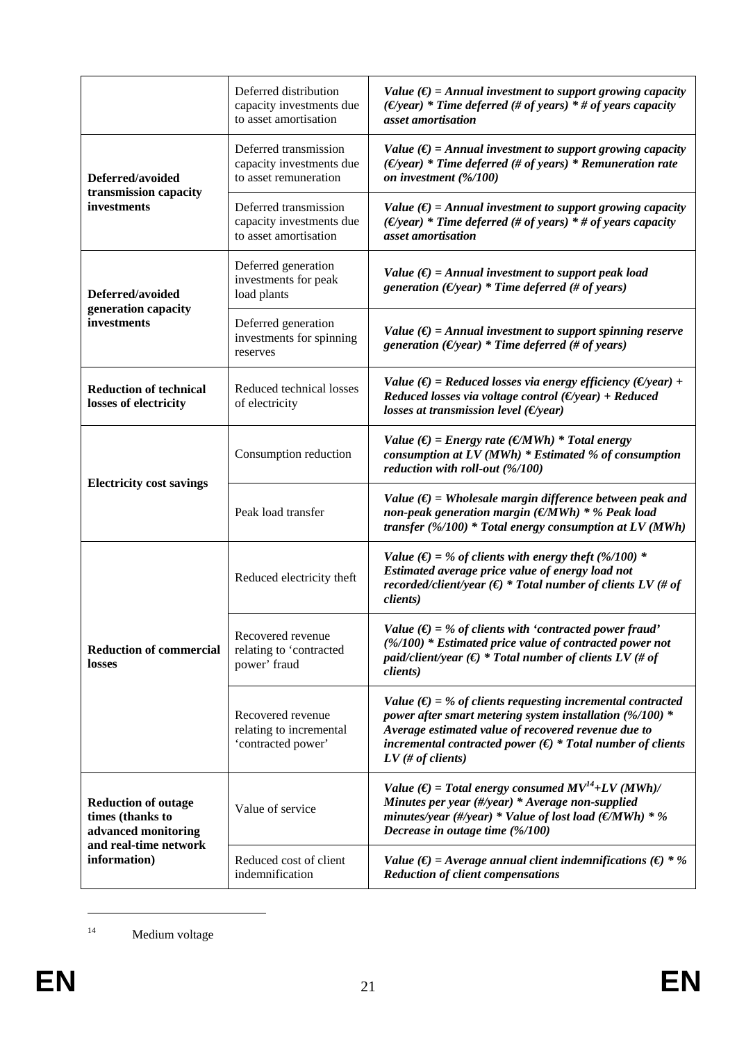| | | |
|---|---|---|
| | Deferred distribution capacity investments due to asset amortisation | ***Value (€) = Annual investment to support growing capacity (€/year) * Time deferred (# of years) * # of years capacity asset amortisation*** |
| **Deferred/avoided transmission capacity investments** | Deferred transmission capacity investments due to asset remuneration | ***Value (€) = Annual investment to support growing capacity (€/year) * Time deferred (# of years) * Remuneration rate on investment (%/100)*** |
| | Deferred transmission capacity investments due to asset amortisation | ***Value (€) = Annual investment to support growing capacity (€/year) * Time deferred (# of years) * # of years capacity asset amortisation*** |
| **Deferred/avoided generation capacity investments** | Deferred generation investments for peak load plants | ***Value (€) = Annual investment to support peak load generation (€/year) * Time deferred (# of years)*** |
| | Deferred generation investments for spinning reserves | ***Value (€) = Annual investment to support spinning reserve generation (€/year) * Time deferred (# of years)*** |
| **Reduction of technical losses of electricity** | Reduced technical losses of electricity | ***Value (€) = Reduced losses via energy efficiency (€/year) + Reduced losses via voltage control (€/year) + Reduced losses at transmission level (€/year)*** |
| **Electricity cost savings** | Consumption reduction | ***Value (€) = Energy rate (€/MWh) * Total energy consumption at LV (MWh) * Estimated % of consumption reduction with roll-out (%/100)*** |
| | Peak load transfer | ***Value (€) = Wholesale margin difference between peak and non-peak generation margin (€/MWh) * % Peak load transfer (%/100) * Total energy consumption at LV (MWh)*** |
| **Reduction of commercial losses** | Reduced electricity theft | ***Value (€) = % of clients with energy theft (%/100) * Estimated average price value of energy load not recorded/client/year (€) * Total number of clients LV (# of clients)*** |
| | Recovered revenue relating to 'contracted power' fraud | ***Value (€) = % of clients with 'contracted power fraud' (%/100) * Estimated price value of contracted power not paid/client/year (€) * Total number of clients LV (# of clients)*** |
| | Recovered revenue relating to incremental 'contracted power' | ***Value (€) = % of clients requesting incremental contracted power after smart metering system installation (%/100) * Average estimated value of recovered revenue due to incremental contracted power (€) * Total number of clients LV (# of clients)*** |
| **Reduction of outage times (thanks to advanced monitoring and real-time network information)** | Value of service | ***Value (€) = Total energy consumed MV[14]+LV (MWh)/ Minutes per year (#/year) * Average non-supplied minutes/year (#/year) * Value of lost load (€/MWh) * % Decrease in outage time (%/100)*** |
| | Reduced cost of client indemnification | ***Value (€) = Average annual client indemnifications (€) * % Reduction of client compensations*** |

[14] Medium voltage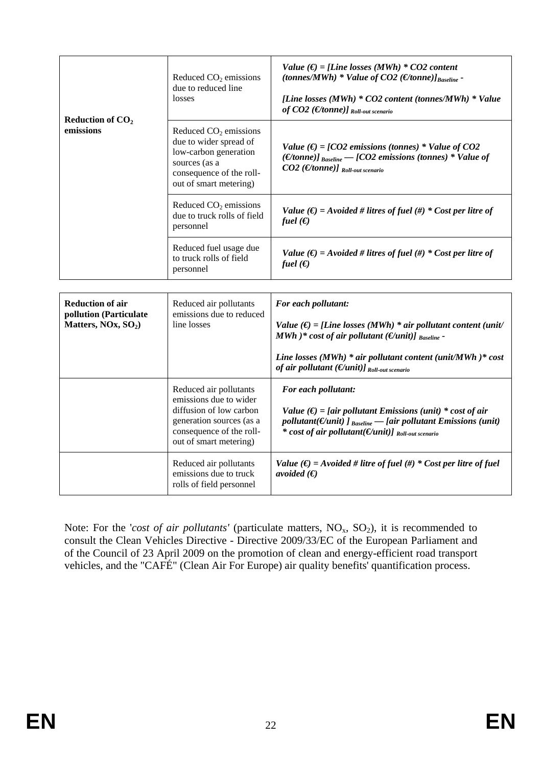| | | |
|---|---|---|
| **Reduction of $CO_2$ emissions** | Reduced $CO_2$ emissions due to reduced line losses | *Value (€) = [Line losses (MWh) * CO2 content (tonnes/MWh) * Value of CO2 (€/tonne)]$_{Baseline}$ -* <br><br> *[Line losses (MWh) * CO2 content (tonnes/MWh) * Value of CO2 (€/tonne)]$_{Roll\text{-}out\ scenario}$* |
| | Reduced $CO_2$ emissions due to wider spread of low-carbon generation sources (as a consequence of the roll-out of smart metering) | *Value (€) = [CO2 emissions (tonnes) * Value of CO2 (€/tonne)]$_{Baseline}$ — [CO2 emissions (tonnes) * Value of CO2 (€/tonne)]$_{Roll\text{-}out\ scenario}$* |
| | Reduced $CO_2$ emissions due to truck rolls of field personnel | *Value (€) = Avoided # litres of fuel (#) * Cost per litre of fuel (€)* |
| | Reduced fuel usage due to truck rolls of field personnel | *Value (€) = Avoided # litres of fuel (#) * Cost per litre of fuel (€)* |

| | | |
|---|---|---|
| **Reduction of air pollution (Particulate Matters, NOx, $SO_2$)** | Reduced air pollutants emissions due to reduced line losses | ***For each pollutant:*** <br><br> *Value (€) = [Line losses (MWh) * air pollutant content (unit/ MWh )* cost of air pollutant (€/unit)]$_{Baseline}$ -* <br><br> *Line losses (MWh) * air pollutant content (unit/MWh )* cost of air pollutant (€/unit)]$_{Roll\text{-}out\ scenario}$* |
| | Reduced air pollutants emissions due to wider diffusion of low carbon generation sources (as a consequence of the roll-out of smart metering) | ***For each pollutant:*** <br><br> *Value (€) = [air pollutant Emissions (unit) * cost of air pollutant(€/unit) ]$_{Baseline}$ — [air pollutant Emissions (unit) * cost of air pollutant(€/unit)]$_{Roll\text{-}out\ scenario}$* |
| | Reduced air pollutants emissions due to truck rolls of field personnel | *Value (€) = Avoided # litre of fuel (#) * Cost per litre of fuel avoided (€)* |

Note: For the '*cost of air pollutants'* (particulate matters, $NO_x$, $SO_2$), it is recommended to consult the Clean Vehicles Directive - Directive 2009/33/EC of the European Parliament and of the Council of 23 April 2009 on the promotion of clean and energy-efficient road transport vehicles, and the "CAFÉ" (Clean Air For Europe) air quality benefits' quantification process.